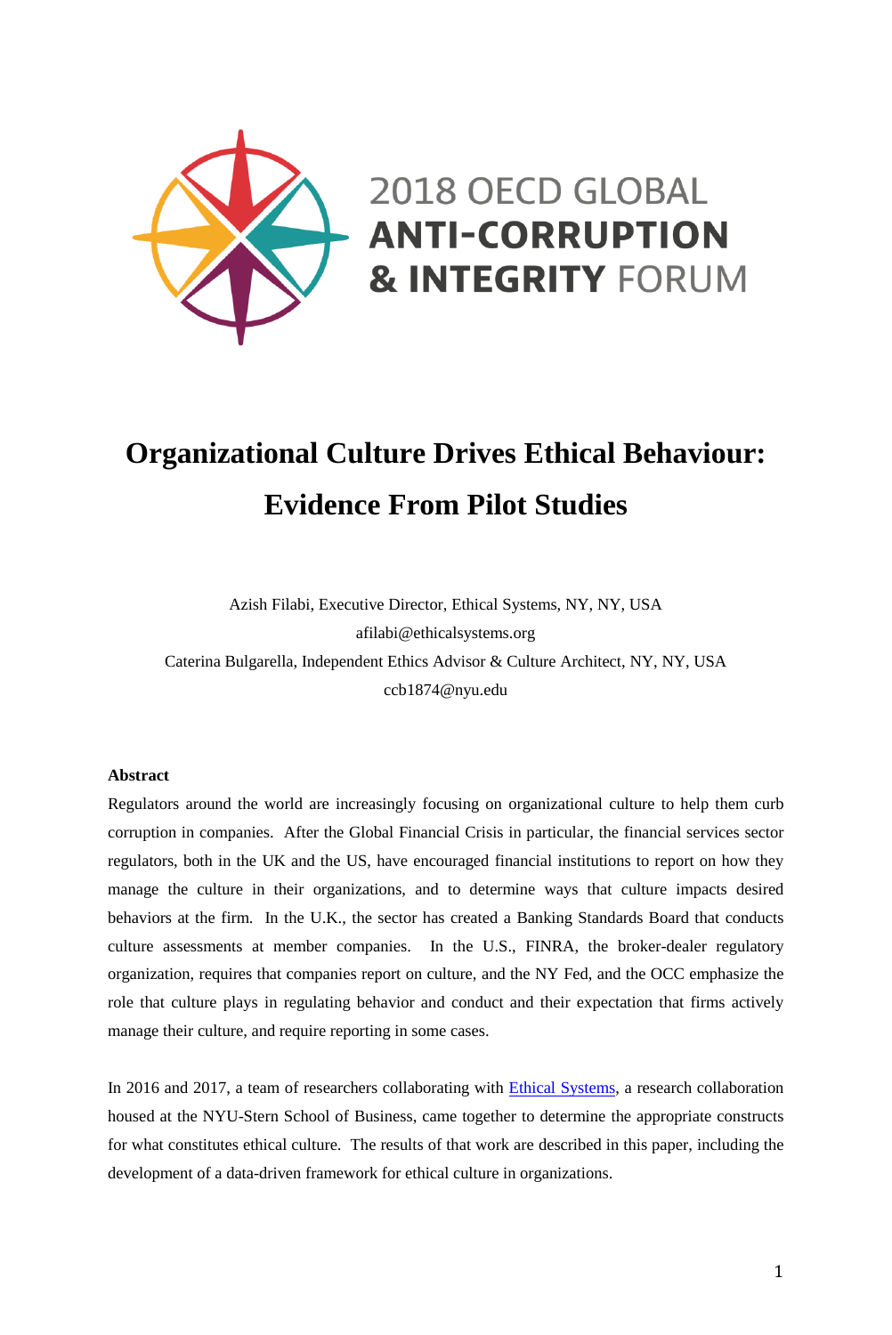2018 OECD GLOBAL
**ANTI-CORRUPTION**
**& INTEGRITY** FORUM

# Organizational Culture Drives Ethical Behaviour: Evidence From Pilot Studies

Azish Filabi, Executive Director, Ethical Systems, NY, NY, USA
afilabi@ethicalsystems.org
Caterina Bulgarella, Independent Ethics Advisor & Culture Architect, NY, NY, USA
ccb1874@nyu.edu

**Abstract**

Regulators around the world are increasingly focusing on organizational culture to help them curb corruption in companies. After the Global Financial Crisis in particular, the financial services sector regulators, both in the UK and the US, have encouraged financial institutions to report on how they manage the culture in their organizations, and to determine ways that culture impacts desired behaviors at the firm. In the U.K., the sector has created a Banking Standards Board that conducts culture assessments at member companies. In the U.S., FINRA, the broker-dealer regulatory organization, requires that companies report on culture, and the NY Fed, and the OCC emphasize the role that culture plays in regulating behavior and conduct and their expectation that firms actively manage their culture, and require reporting in some cases.

In 2016 and 2017, a team of researchers collaborating with Ethical Systems, a research collaboration housed at the NYU-Stern School of Business, came together to determine the appropriate constructs for what constitutes ethical culture. The results of that work are described in this paper, including the development of a data-driven framework for ethical culture in organizations.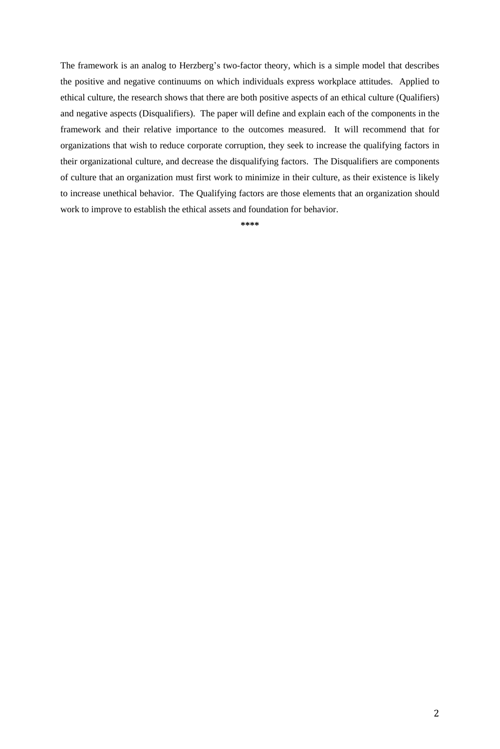The framework is an analog to Herzberg's two-factor theory, which is a simple model that describes the positive and negative continuums on which individuals express workplace attitudes. Applied to ethical culture, the research shows that there are both positive aspects of an ethical culture (Qualifiers) and negative aspects (Disqualifiers). The paper will define and explain each of the components in the framework and their relative importance to the outcomes measured. It will recommend that for organizations that wish to reduce corporate corruption, they seek to increase the qualifying factors in their organizational culture, and decrease the disqualifying factors. The Disqualifiers are components of culture that an organization must first work to minimize in their culture, as their existence is likely to increase unethical behavior. The Qualifying factors are those elements that an organization should work to improve to establish the ethical assets and foundation for behavior.

****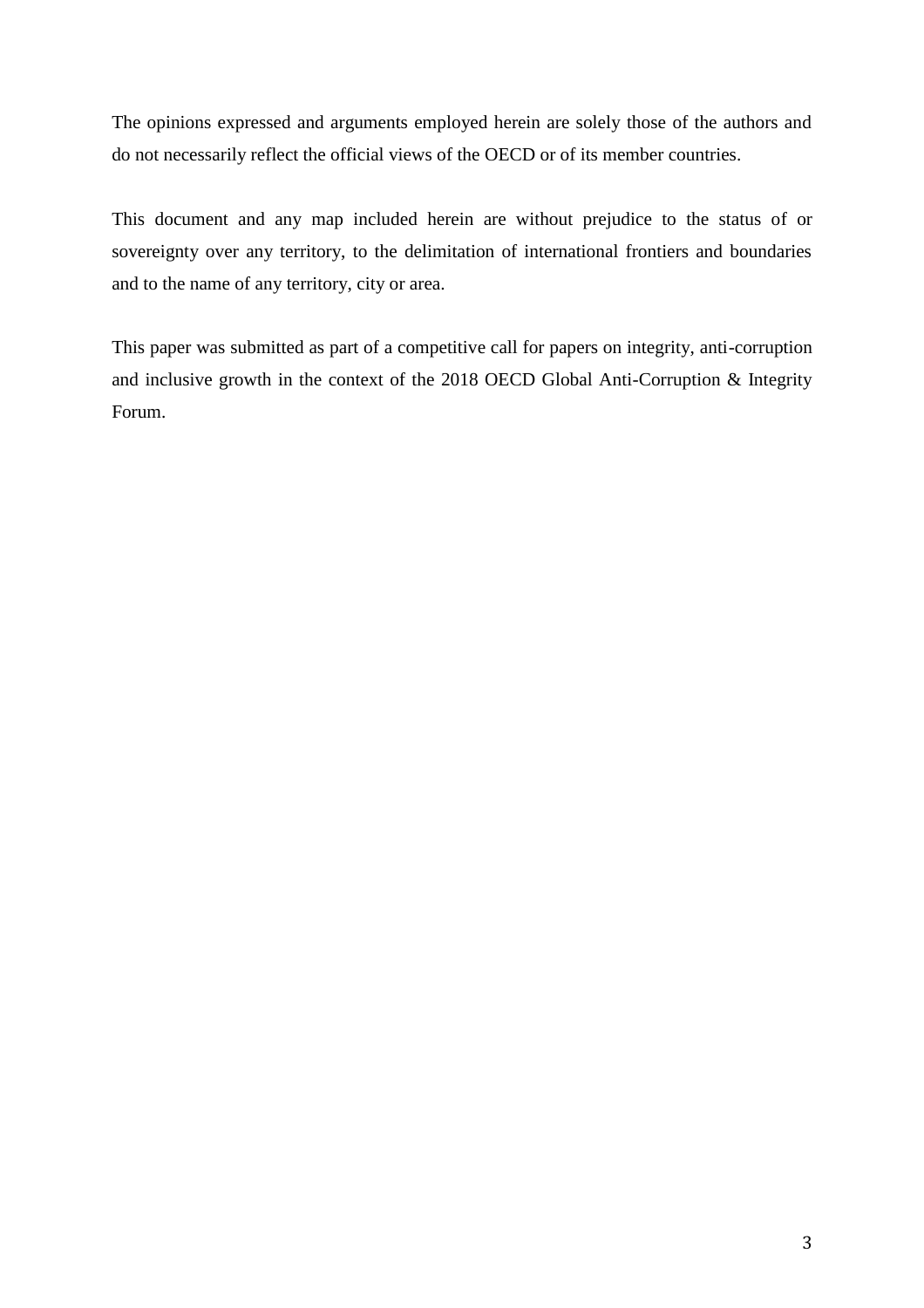The opinions expressed and arguments employed herein are solely those of the authors and do not necessarily reflect the official views of the OECD or of its member countries.

This document and any map included herein are without prejudice to the status of or sovereignty over any territory, to the delimitation of international frontiers and boundaries and to the name of any territory, city or area.

This paper was submitted as part of a competitive call for papers on integrity, anti-corruption and inclusive growth in the context of the 2018 OECD Global Anti-Corruption & Integrity Forum.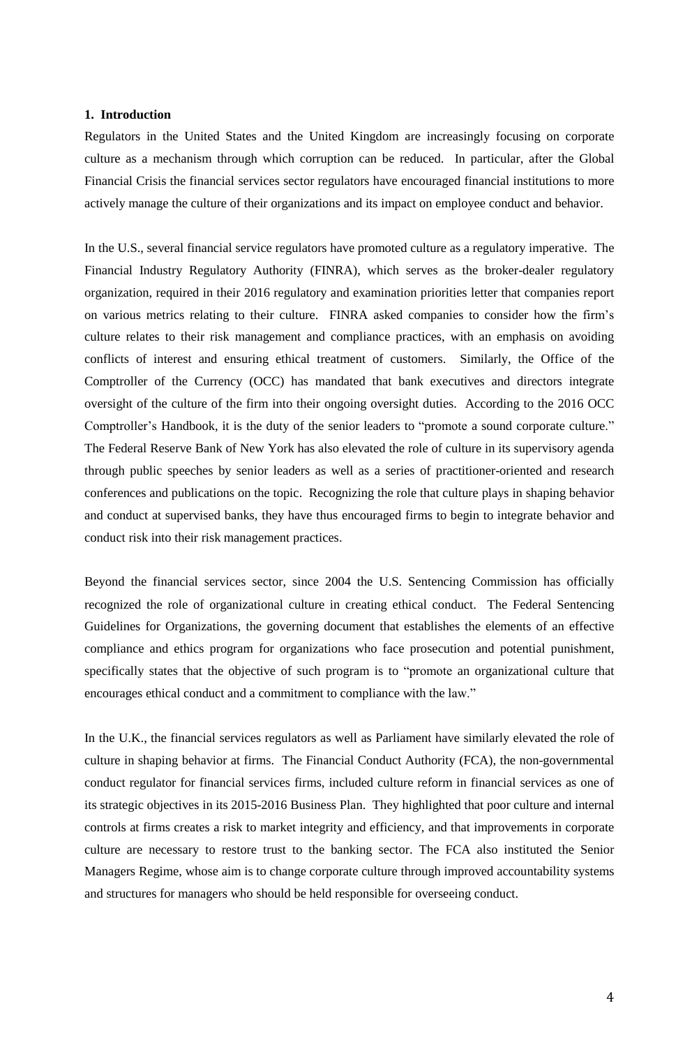## 1. Introduction

Regulators in the United States and the United Kingdom are increasingly focusing on corporate culture as a mechanism through which corruption can be reduced. In particular, after the Global Financial Crisis the financial services sector regulators have encouraged financial institutions to more actively manage the culture of their organizations and its impact on employee conduct and behavior.

In the U.S., several financial service regulators have promoted culture as a regulatory imperative. The Financial Industry Regulatory Authority (FINRA), which serves as the broker-dealer regulatory organization, required in their 2016 regulatory and examination priorities letter that companies report on various metrics relating to their culture. FINRA asked companies to consider how the firm's culture relates to their risk management and compliance practices, with an emphasis on avoiding conflicts of interest and ensuring ethical treatment of customers. Similarly, the Office of the Comptroller of the Currency (OCC) has mandated that bank executives and directors integrate oversight of the culture of the firm into their ongoing oversight duties. According to the 2016 OCC Comptroller's Handbook, it is the duty of the senior leaders to "promote a sound corporate culture." The Federal Reserve Bank of New York has also elevated the role of culture in its supervisory agenda through public speeches by senior leaders as well as a series of practitioner-oriented and research conferences and publications on the topic. Recognizing the role that culture plays in shaping behavior and conduct at supervised banks, they have thus encouraged firms to begin to integrate behavior and conduct risk into their risk management practices.

Beyond the financial services sector, since 2004 the U.S. Sentencing Commission has officially recognized the role of organizational culture in creating ethical conduct. The Federal Sentencing Guidelines for Organizations, the governing document that establishes the elements of an effective compliance and ethics program for organizations who face prosecution and potential punishment, specifically states that the objective of such program is to "promote an organizational culture that encourages ethical conduct and a commitment to compliance with the law."

In the U.K., the financial services regulators as well as Parliament have similarly elevated the role of culture in shaping behavior at firms. The Financial Conduct Authority (FCA), the non-governmental conduct regulator for financial services firms, included culture reform in financial services as one of its strategic objectives in its 2015-2016 Business Plan. They highlighted that poor culture and internal controls at firms creates a risk to market integrity and efficiency, and that improvements in corporate culture are necessary to restore trust to the banking sector. The FCA also instituted the Senior Managers Regime, whose aim is to change corporate culture through improved accountability systems and structures for managers who should be held responsible for overseeing conduct.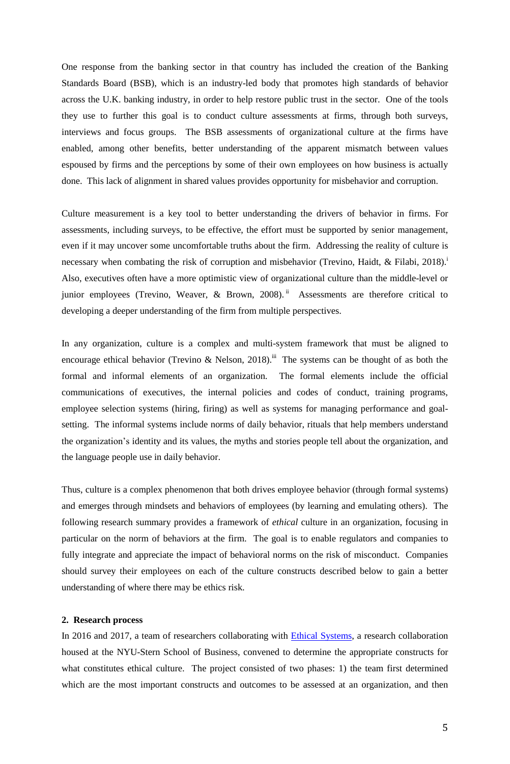One response from the banking sector in that country has included the creation of the Banking Standards Board (BSB), which is an industry-led body that promotes high standards of behavior across the U.K. banking industry, in order to help restore public trust in the sector. One of the tools they use to further this goal is to conduct culture assessments at firms, through both surveys, interviews and focus groups. The BSB assessments of organizational culture at the firms have enabled, among other benefits, better understanding of the apparent mismatch between values espoused by firms and the perceptions by some of their own employees on how business is actually done. This lack of alignment in shared values provides opportunity for misbehavior and corruption.

Culture measurement is a key tool to better understanding the drivers of behavior in firms. For assessments, including surveys, to be effective, the effort must be supported by senior management, even if it may uncover some uncomfortable truths about the firm. Addressing the reality of culture is necessary when combating the risk of corruption and misbehavior (Trevino, Haidt, & Filabi, 2018).[i] Also, executives often have a more optimistic view of organizational culture than the middle-level or junior employees (Trevino, Weaver, & Brown, 2008).[ii] Assessments are therefore critical to developing a deeper understanding of the firm from multiple perspectives.

In any organization, culture is a complex and multi-system framework that must be aligned to encourage ethical behavior (Trevino & Nelson, 2018).[iii] The systems can be thought of as both the formal and informal elements of an organization. The formal elements include the official communications of executives, the internal policies and codes of conduct, training programs, employee selection systems (hiring, firing) as well as systems for managing performance and goal-setting. The informal systems include norms of daily behavior, rituals that help members understand the organization's identity and its values, the myths and stories people tell about the organization, and the language people use in daily behavior.

Thus, culture is a complex phenomenon that both drives employee behavior (through formal systems) and emerges through mindsets and behaviors of employees (by learning and emulating others). The following research summary provides a framework of *ethical* culture in an organization, focusing in particular on the norm of behaviors at the firm. The goal is to enable regulators and companies to fully integrate and appreciate the impact of behavioral norms on the risk of misconduct. Companies should survey their employees on each of the culture constructs described below to gain a better understanding of where there may be ethics risk.

**2. Research process**

In 2016 and 2017, a team of researchers collaborating with Ethical Systems, a research collaboration housed at the NYU-Stern School of Business, convened to determine the appropriate constructs for what constitutes ethical culture. The project consisted of two phases: 1) the team first determined which are the most important constructs and outcomes to be assessed at an organization, and then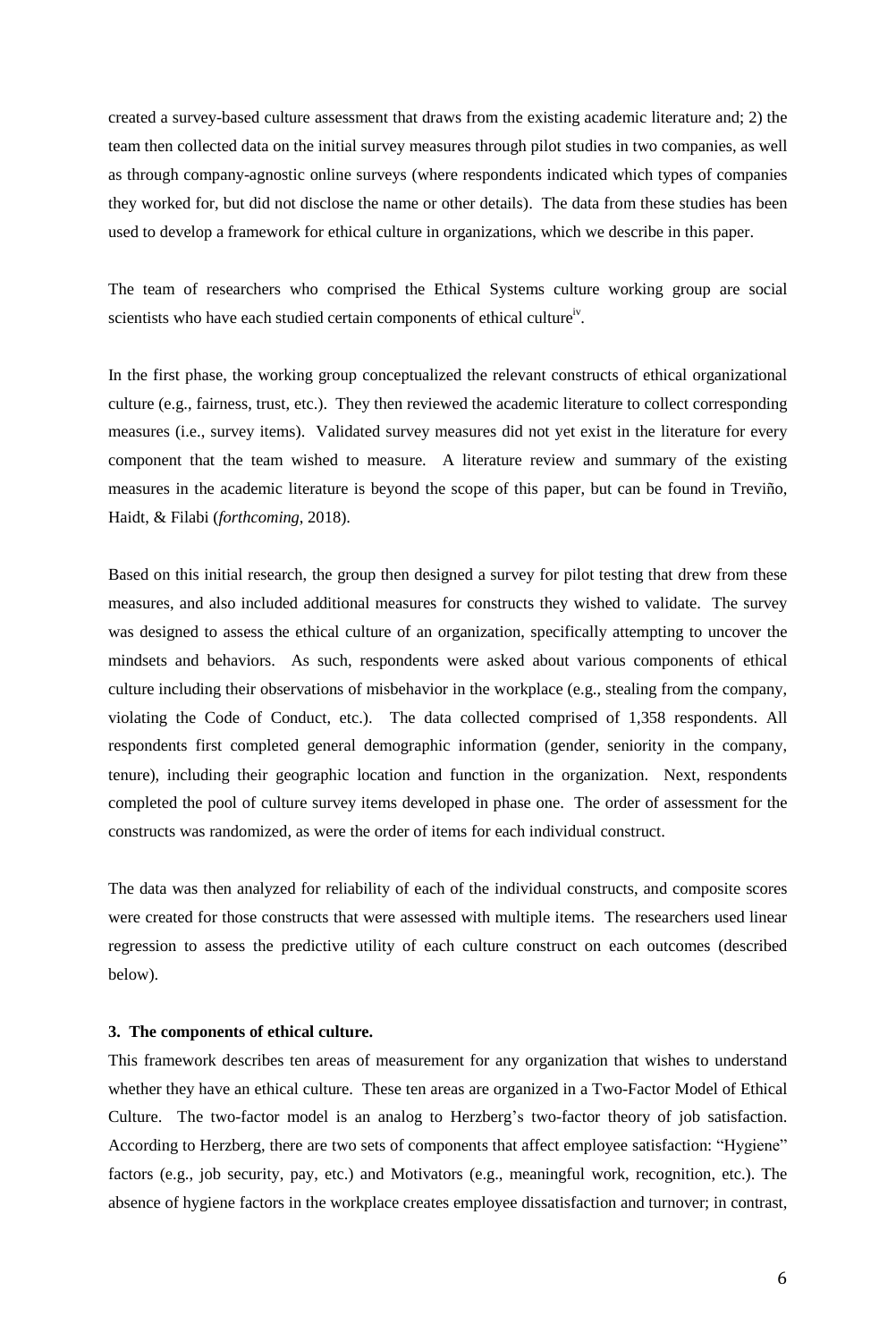created a survey-based culture assessment that draws from the existing academic literature and; 2) the team then collected data on the initial survey measures through pilot studies in two companies, as well as through company-agnostic online surveys (where respondents indicated which types of companies they worked for, but did not disclose the name or other details). The data from these studies has been used to develop a framework for ethical culture in organizations, which we describe in this paper.

The team of researchers who comprised the Ethical Systems culture working group are social scientists who have each studied certain components of ethical culture[iv].

In the first phase, the working group conceptualized the relevant constructs of ethical organizational culture (e.g., fairness, trust, etc.). They then reviewed the academic literature to collect corresponding measures (i.e., survey items). Validated survey measures did not yet exist in the literature for every component that the team wished to measure. A literature review and summary of the existing measures in the academic literature is beyond the scope of this paper, but can be found in Treviño, Haidt, & Filabi (*forthcoming*, 2018).

Based on this initial research, the group then designed a survey for pilot testing that drew from these measures, and also included additional measures for constructs they wished to validate. The survey was designed to assess the ethical culture of an organization, specifically attempting to uncover the mindsets and behaviors. As such, respondents were asked about various components of ethical culture including their observations of misbehavior in the workplace (e.g., stealing from the company, violating the Code of Conduct, etc.). The data collected comprised of 1,358 respondents. All respondents first completed general demographic information (gender, seniority in the company, tenure), including their geographic location and function in the organization. Next, respondents completed the pool of culture survey items developed in phase one. The order of assessment for the constructs was randomized, as were the order of items for each individual construct.

The data was then analyzed for reliability of each of the individual constructs, and composite scores were created for those constructs that were assessed with multiple items. The researchers used linear regression to assess the predictive utility of each culture construct on each outcomes (described below).

### 3. The components of ethical culture.

This framework describes ten areas of measurement for any organization that wishes to understand whether they have an ethical culture. These ten areas are organized in a Two-Factor Model of Ethical Culture. The two-factor model is an analog to Herzberg's two-factor theory of job satisfaction. According to Herzberg, there are two sets of components that affect employee satisfaction: "Hygiene" factors (e.g., job security, pay, etc.) and Motivators (e.g., meaningful work, recognition, etc.). The absence of hygiene factors in the workplace creates employee dissatisfaction and turnover; in contrast,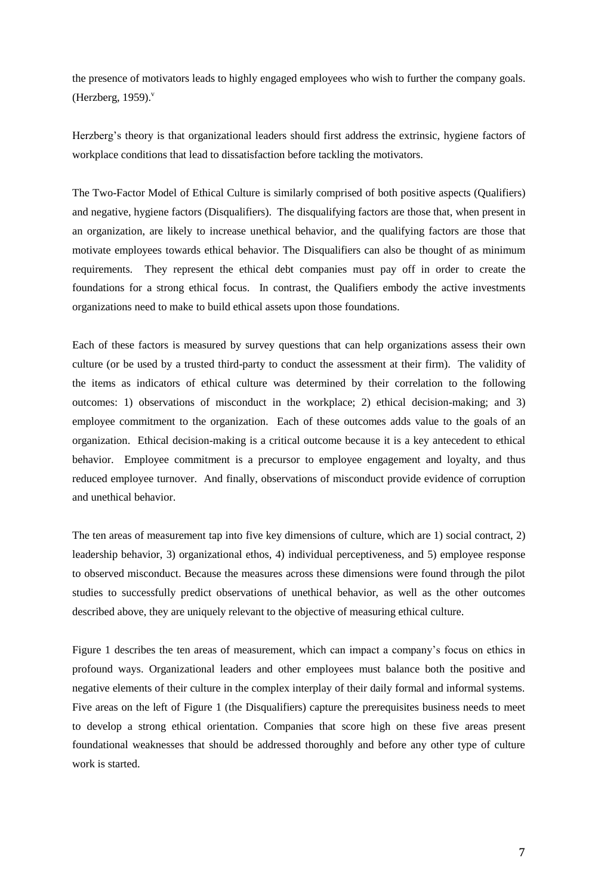the presence of motivators leads to highly engaged employees who wish to further the company goals. (Herzberg, 1959).[v]

Herzberg's theory is that organizational leaders should first address the extrinsic, hygiene factors of workplace conditions that lead to dissatisfaction before tackling the motivators.

The Two-Factor Model of Ethical Culture is similarly comprised of both positive aspects (Qualifiers) and negative, hygiene factors (Disqualifiers). The disqualifying factors are those that, when present in an organization, are likely to increase unethical behavior, and the qualifying factors are those that motivate employees towards ethical behavior. The Disqualifiers can also be thought of as minimum requirements. They represent the ethical debt companies must pay off in order to create the foundations for a strong ethical focus. In contrast, the Qualifiers embody the active investments organizations need to make to build ethical assets upon those foundations.

Each of these factors is measured by survey questions that can help organizations assess their own culture (or be used by a trusted third-party to conduct the assessment at their firm). The validity of the items as indicators of ethical culture was determined by their correlation to the following outcomes: 1) observations of misconduct in the workplace; 2) ethical decision-making; and 3) employee commitment to the organization. Each of these outcomes adds value to the goals of an organization. Ethical decision-making is a critical outcome because it is a key antecedent to ethical behavior. Employee commitment is a precursor to employee engagement and loyalty, and thus reduced employee turnover. And finally, observations of misconduct provide evidence of corruption and unethical behavior.

The ten areas of measurement tap into five key dimensions of culture, which are 1) social contract, 2) leadership behavior, 3) organizational ethos, 4) individual perceptiveness, and 5) employee response to observed misconduct. Because the measures across these dimensions were found through the pilot studies to successfully predict observations of unethical behavior, as well as the other outcomes described above, they are uniquely relevant to the objective of measuring ethical culture.

Figure 1 describes the ten areas of measurement, which can impact a company's focus on ethics in profound ways. Organizational leaders and other employees must balance both the positive and negative elements of their culture in the complex interplay of their daily formal and informal systems. Five areas on the left of Figure 1 (the Disqualifiers) capture the prerequisites business needs to meet to develop a strong ethical orientation. Companies that score high on these five areas present foundational weaknesses that should be addressed thoroughly and before any other type of culture work is started.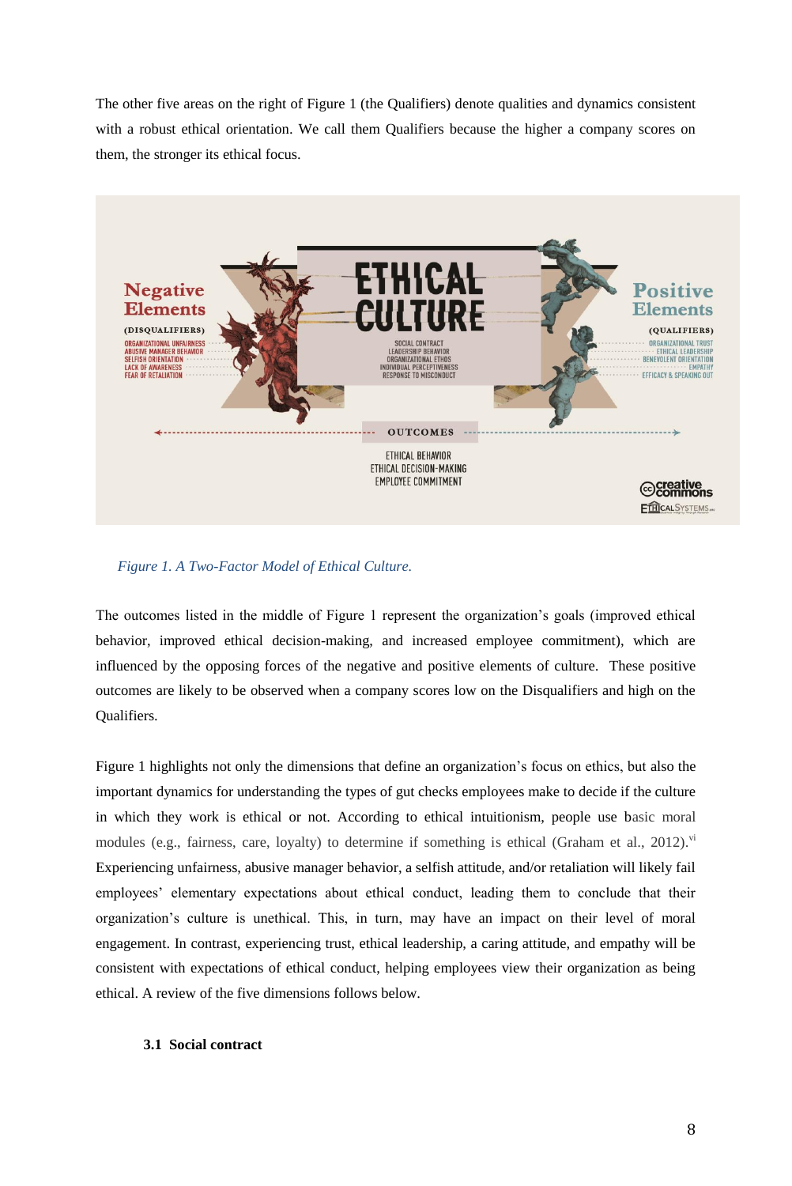The other five areas on the right of Figure 1 (the Qualifiers) denote qualities and dynamics consistent with a robust ethical orientation. We call them Qualifiers because the higher a company scores on them, the stronger its ethical focus.

*Figure 1. A Two-Factor Model of Ethical Culture.*

The outcomes listed in the middle of Figure 1 represent the organization's goals (improved ethical behavior, improved ethical decision-making, and increased employee commitment), which are influenced by the opposing forces of the negative and positive elements of culture. These positive outcomes are likely to be observed when a company scores low on the Disqualifiers and high on the Qualifiers.

Figure 1 highlights not only the dimensions that define an organization's focus on ethics, but also the important dynamics for understanding the types of gut checks employees make to decide if the culture in which they work is ethical or not. According to ethical intuitionism, people use basic moral modules (e.g., fairness, care, loyalty) to determine if something is ethical (Graham et al., 2012).[vi] Experiencing unfairness, abusive manager behavior, a selfish attitude, and/or retaliation will likely fail employees' elementary expectations about ethical conduct, leading them to conclude that their organization's culture is unethical. This, in turn, may have an impact on their level of moral engagement. In contrast, experiencing trust, ethical leadership, a caring attitude, and empathy will be consistent with expectations of ethical conduct, helping employees view their organization as being ethical. A review of the five dimensions follows below.

### 3.1 Social contract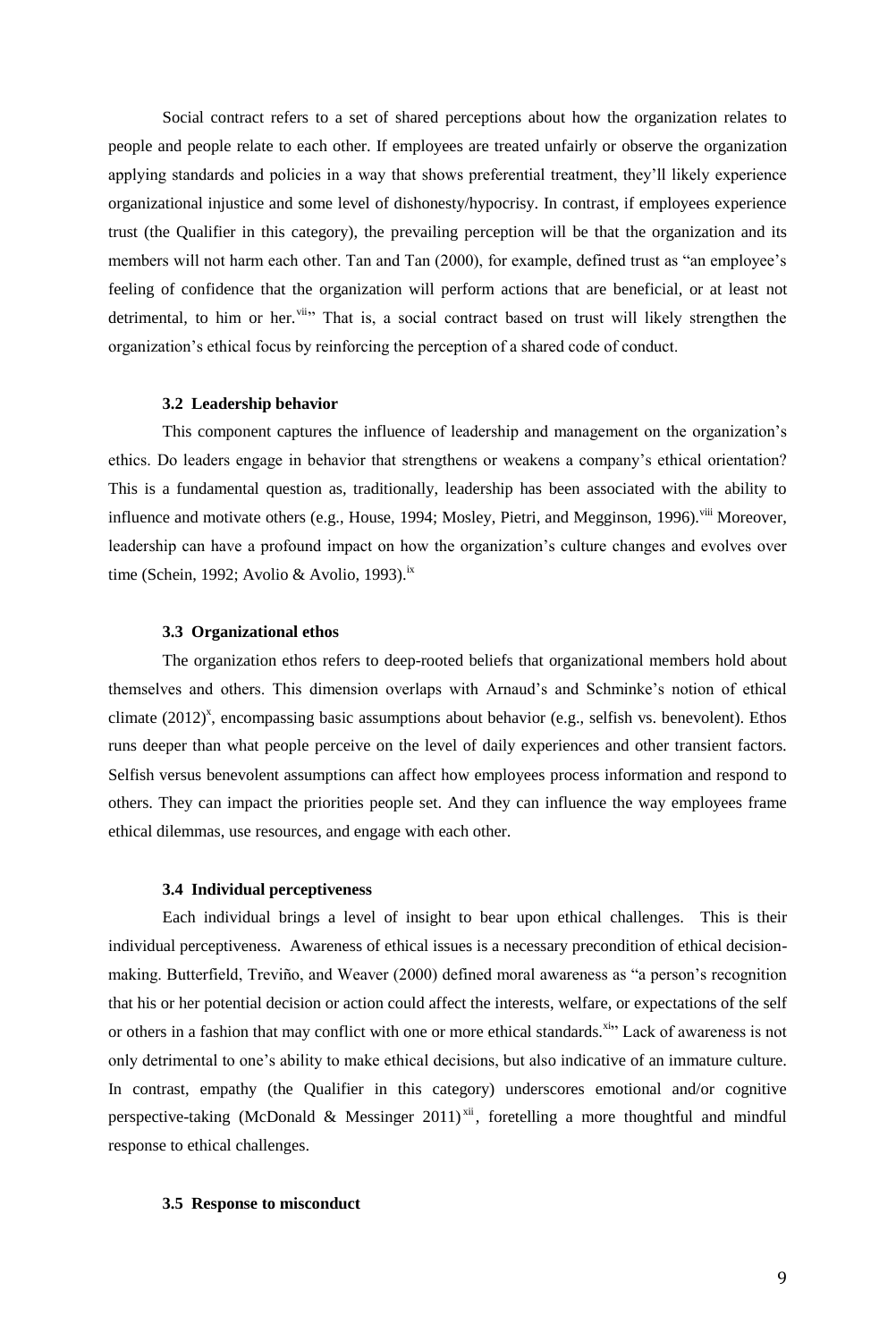Social contract refers to a set of shared perceptions about how the organization relates to people and people relate to each other. If employees are treated unfairly or observe the organization applying standards and policies in a way that shows preferential treatment, they'll likely experience organizational injustice and some level of dishonesty/hypocrisy. In contrast, if employees experience trust (the Qualifier in this category), the prevailing perception will be that the organization and its members will not harm each other. Tan and Tan (2000), for example, defined trust as "an employee's feeling of confidence that the organization will perform actions that are beneficial, or at least not detrimental, to him or her.[vii]" That is, a social contract based on trust will likely strengthen the organization's ethical focus by reinforcing the perception of a shared code of conduct.

### 3.2 Leadership behavior

This component captures the influence of leadership and management on the organization's ethics. Do leaders engage in behavior that strengthens or weakens a company's ethical orientation? This is a fundamental question as, traditionally, leadership has been associated with the ability to influence and motivate others (e.g., House, 1994; Mosley, Pietri, and Megginson, 1996).[viii] Moreover, leadership can have a profound impact on how the organization's culture changes and evolves over time (Schein, 1992; Avolio & Avolio, 1993).[ix]

### 3.3 Organizational ethos

The organization ethos refers to deep-rooted beliefs that organizational members hold about themselves and others. This dimension overlaps with Arnaud's and Schminke's notion of ethical climate (2012)[x], encompassing basic assumptions about behavior (e.g., selfish vs. benevolent). Ethos runs deeper than what people perceive on the level of daily experiences and other transient factors. Selfish versus benevolent assumptions can affect how employees process information and respond to others. They can impact the priorities people set. And they can influence the way employees frame ethical dilemmas, use resources, and engage with each other.

### 3.4 Individual perceptiveness

Each individual brings a level of insight to bear upon ethical challenges. This is their individual perceptiveness. Awareness of ethical issues is a necessary precondition of ethical decision-making. Butterfield, Treviño, and Weaver (2000) defined moral awareness as "a person's recognition that his or her potential decision or action could affect the interests, welfare, or expectations of the self or others in a fashion that may conflict with one or more ethical standards.[xi]" Lack of awareness is not only detrimental to one's ability to make ethical decisions, but also indicative of an immature culture. In contrast, empathy (the Qualifier in this category) underscores emotional and/or cognitive perspective-taking (McDonald & Messinger 2011)[xii], foretelling a more thoughtful and mindful response to ethical challenges.

### 3.5 Response to misconduct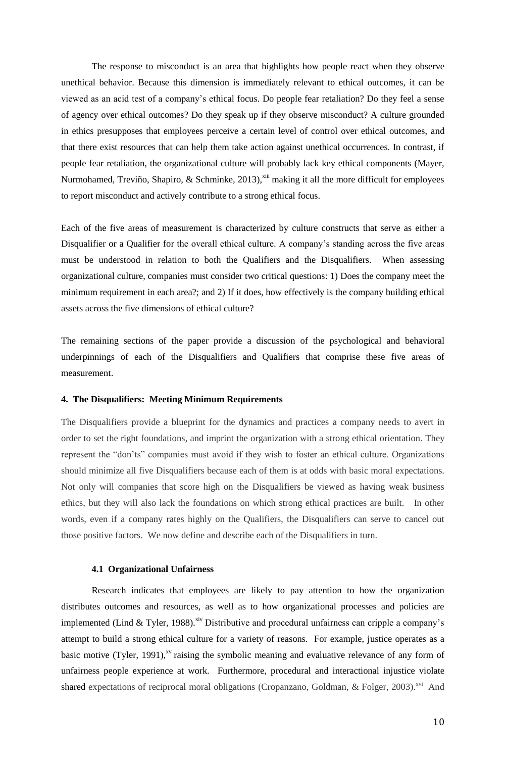The response to misconduct is an area that highlights how people react when they observe unethical behavior. Because this dimension is immediately relevant to ethical outcomes, it can be viewed as an acid test of a company's ethical focus. Do people fear retaliation? Do they feel a sense of agency over ethical outcomes? Do they speak up if they observe misconduct? A culture grounded in ethics presupposes that employees perceive a certain level of control over ethical outcomes, and that there exist resources that can help them take action against unethical occurrences. In contrast, if people fear retaliation, the organizational culture will probably lack key ethical components (Mayer, Nurmohamed, Treviño, Shapiro, & Schminke, 2013),[xiii] making it all the more difficult for employees to report misconduct and actively contribute to a strong ethical focus.

Each of the five areas of measurement is characterized by culture constructs that serve as either a Disqualifier or a Qualifier for the overall ethical culture. A company's standing across the five areas must be understood in relation to both the Qualifiers and the Disqualifiers. When assessing organizational culture, companies must consider two critical questions: 1) Does the company meet the minimum requirement in each area?; and 2) If it does, how effectively is the company building ethical assets across the five dimensions of ethical culture?

The remaining sections of the paper provide a discussion of the psychological and behavioral underpinnings of each of the Disqualifiers and Qualifiers that comprise these five areas of measurement.

## 4. The Disqualifiers: Meeting Minimum Requirements

The Disqualifiers provide a blueprint for the dynamics and practices a company needs to avert in order to set the right foundations, and imprint the organization with a strong ethical orientation. They represent the "don'ts" companies must avoid if they wish to foster an ethical culture. Organizations should minimize all five Disqualifiers because each of them is at odds with basic moral expectations. Not only will companies that score high on the Disqualifiers be viewed as having weak business ethics, but they will also lack the foundations on which strong ethical practices are built. In other words, even if a company rates highly on the Qualifiers, the Disqualifiers can serve to cancel out those positive factors. We now define and describe each of the Disqualifiers in turn.

### 4.1 Organizational Unfairness

Research indicates that employees are likely to pay attention to how the organization distributes outcomes and resources, as well as to how organizational processes and policies are implemented (Lind & Tyler, 1988).[xiv] Distributive and procedural unfairness can cripple a company's attempt to build a strong ethical culture for a variety of reasons. For example, justice operates as a basic motive (Tyler, 1991),[xv] raising the symbolic meaning and evaluative relevance of any form of unfairness people experience at work. Furthermore, procedural and interactional injustice violate shared expectations of reciprocal moral obligations (Cropanzano, Goldman, & Folger, 2003).[xvi] And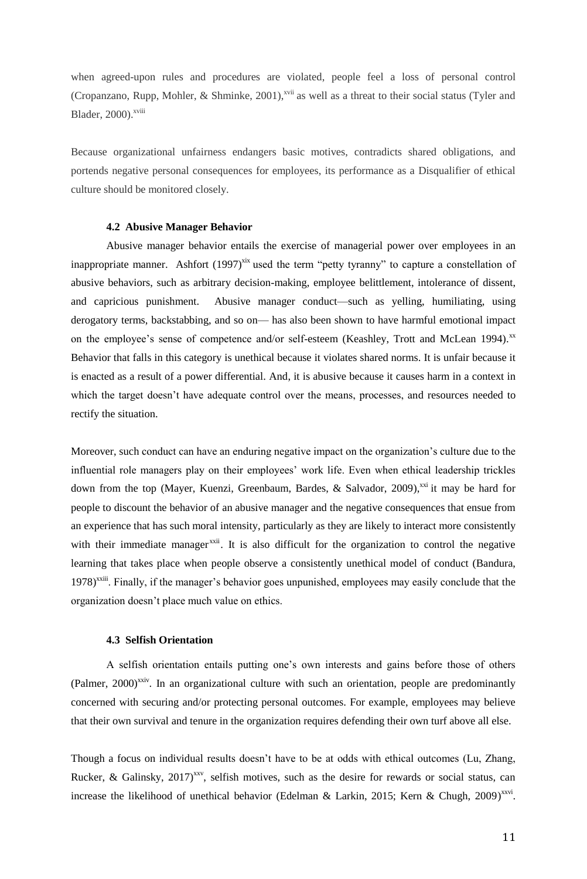when agreed-upon rules and procedures are violated, people feel a loss of personal control (Cropanzano, Rupp, Mohler, & Shminke, 2001),[xvii] as well as a threat to their social status (Tyler and Blader, 2000).[xviii]

Because organizational unfairness endangers basic motives, contradicts shared obligations, and portends negative personal consequences for employees, its performance as a Disqualifier of ethical culture should be monitored closely.

### 4.2 Abusive Manager Behavior

Abusive manager behavior entails the exercise of managerial power over employees in an inappropriate manner. Ashfort (1997)[xix] used the term "petty tyranny" to capture a constellation of abusive behaviors, such as arbitrary decision-making, employee belittlement, intolerance of dissent, and capricious punishment. Abusive manager conduct—such as yelling, humiliating, using derogatory terms, backstabbing, and so on— has also been shown to have harmful emotional impact on the employee's sense of competence and/or self-esteem (Keashley, Trott and McLean 1994).[xx] Behavior that falls in this category is unethical because it violates shared norms. It is unfair because it is enacted as a result of a power differential. And, it is abusive because it causes harm in a context in which the target doesn't have adequate control over the means, processes, and resources needed to rectify the situation.

Moreover, such conduct can have an enduring negative impact on the organization's culture due to the influential role managers play on their employees' work life. Even when ethical leadership trickles down from the top (Mayer, Kuenzi, Greenbaum, Bardes, & Salvador, 2009),[xxi] it may be hard for people to discount the behavior of an abusive manager and the negative consequences that ensue from an experience that has such moral intensity, particularly as they are likely to interact more consistently with their immediate manager[xxii]. It is also difficult for the organization to control the negative learning that takes place when people observe a consistently unethical model of conduct (Bandura, 1978)[xxiii]. Finally, if the manager's behavior goes unpunished, employees may easily conclude that the organization doesn't place much value on ethics.

### 4.3 Selfish Orientation

A selfish orientation entails putting one's own interests and gains before those of others (Palmer, 2000)[xxiv]. In an organizational culture with such an orientation, people are predominantly concerned with securing and/or protecting personal outcomes. For example, employees may believe that their own survival and tenure in the organization requires defending their own turf above all else.

Though a focus on individual results doesn't have to be at odds with ethical outcomes (Lu, Zhang, Rucker, & Galinsky, 2017)[xxv], selfish motives, such as the desire for rewards or social status, can increase the likelihood of unethical behavior (Edelman & Larkin, 2015; Kern & Chugh, 2009)[xxvi].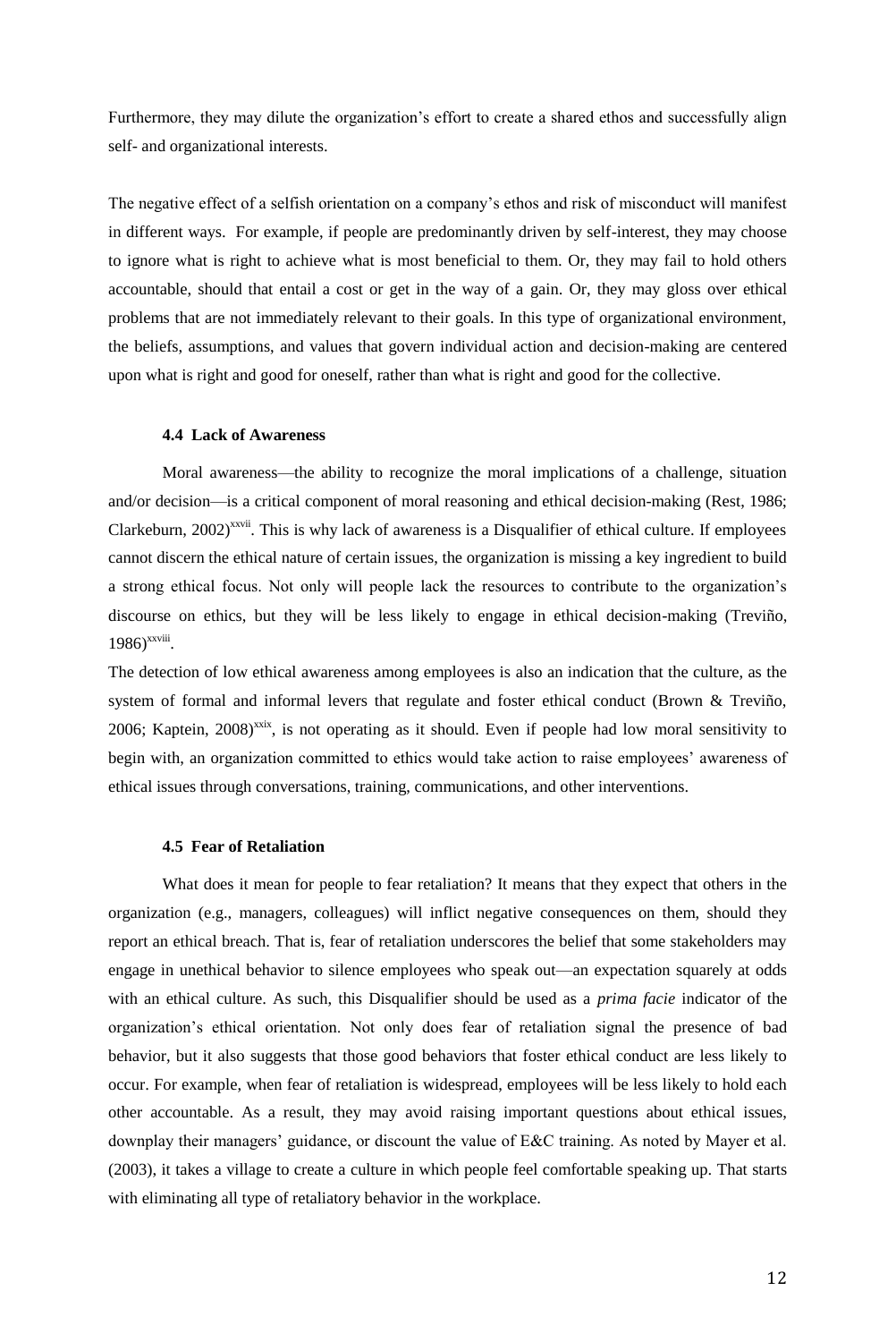Furthermore, they may dilute the organization's effort to create a shared ethos and successfully align self- and organizational interests.

The negative effect of a selfish orientation on a company's ethos and risk of misconduct will manifest in different ways. For example, if people are predominantly driven by self-interest, they may choose to ignore what is right to achieve what is most beneficial to them. Or, they may fail to hold others accountable, should that entail a cost or get in the way of a gain. Or, they may gloss over ethical problems that are not immediately relevant to their goals. In this type of organizational environment, the beliefs, assumptions, and values that govern individual action and decision-making are centered upon what is right and good for oneself, rather than what is right and good for the collective.

### 4.4 Lack of Awareness

Moral awareness—the ability to recognize the moral implications of a challenge, situation and/or decision—is a critical component of moral reasoning and ethical decision-making (Rest, 1986; Clarkeburn, 2002)[xxvii]. This is why lack of awareness is a Disqualifier of ethical culture. If employees cannot discern the ethical nature of certain issues, the organization is missing a key ingredient to build a strong ethical focus. Not only will people lack the resources to contribute to the organization's discourse on ethics, but they will be less likely to engage in ethical decision-making (Treviño, 1986)[xxviii].

The detection of low ethical awareness among employees is also an indication that the culture, as the system of formal and informal levers that regulate and foster ethical conduct (Brown & Treviño, 2006; Kaptein, 2008)[xxix], is not operating as it should. Even if people had low moral sensitivity to begin with, an organization committed to ethics would take action to raise employees' awareness of ethical issues through conversations, training, communications, and other interventions.

### 4.5 Fear of Retaliation

What does it mean for people to fear retaliation? It means that they expect that others in the organization (e.g., managers, colleagues) will inflict negative consequences on them, should they report an ethical breach. That is, fear of retaliation underscores the belief that some stakeholders may engage in unethical behavior to silence employees who speak out—an expectation squarely at odds with an ethical culture. As such, this Disqualifier should be used as a *prima facie* indicator of the organization's ethical orientation. Not only does fear of retaliation signal the presence of bad behavior, but it also suggests that those good behaviors that foster ethical conduct are less likely to occur. For example, when fear of retaliation is widespread, employees will be less likely to hold each other accountable. As a result, they may avoid raising important questions about ethical issues, downplay their managers' guidance, or discount the value of E&C training. As noted by Mayer et al. (2003), it takes a village to create a culture in which people feel comfortable speaking up. That starts with eliminating all type of retaliatory behavior in the workplace.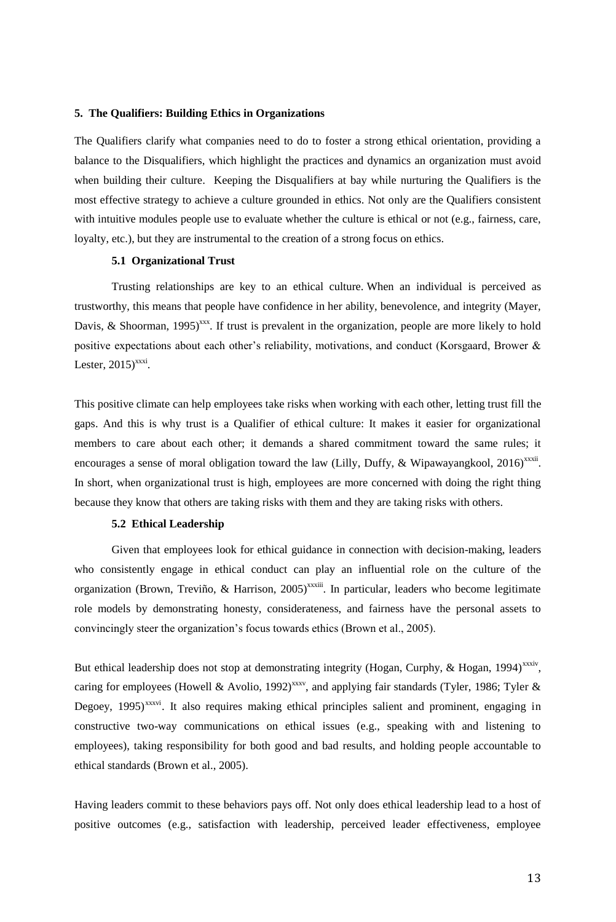## 5. The Qualifiers: Building Ethics in Organizations

The Qualifiers clarify what companies need to do to foster a strong ethical orientation, providing a balance to the Disqualifiers, which highlight the practices and dynamics an organization must avoid when building their culture. Keeping the Disqualifiers at bay while nurturing the Qualifiers is the most effective strategy to achieve a culture grounded in ethics. Not only are the Qualifiers consistent with intuitive modules people use to evaluate whether the culture is ethical or not (e.g., fairness, care, loyalty, etc.), but they are instrumental to the creation of a strong focus on ethics.

### 5.1 Organizational Trust

Trusting relationships are key to an ethical culture. When an individual is perceived as trustworthy, this means that people have confidence in her ability, benevolence, and integrity (Mayer, Davis, & Shoorman, 1995)[xxx]. If trust is prevalent in the organization, people are more likely to hold positive expectations about each other's reliability, motivations, and conduct (Korsgaard, Brower & Lester, 2015)[xxxi].

This positive climate can help employees take risks when working with each other, letting trust fill the gaps. And this is why trust is a Qualifier of ethical culture: It makes it easier for organizational members to care about each other; it demands a shared commitment toward the same rules; it encourages a sense of moral obligation toward the law (Lilly, Duffy, & Wipawayangkool, 2016)[xxxii]. In short, when organizational trust is high, employees are more concerned with doing the right thing because they know that others are taking risks with them and they are taking risks with others.

### 5.2 Ethical Leadership

Given that employees look for ethical guidance in connection with decision-making, leaders who consistently engage in ethical conduct can play an influential role on the culture of the organization (Brown, Treviño, & Harrison, 2005)[xxxiii]. In particular, leaders who become legitimate role models by demonstrating honesty, considerateness, and fairness have the personal assets to convincingly steer the organization's focus towards ethics (Brown et al., 2005).

But ethical leadership does not stop at demonstrating integrity (Hogan, Curphy, & Hogan, 1994)[xxxiv], caring for employees (Howell & Avolio, 1992)[xxxv], and applying fair standards (Tyler, 1986; Tyler & Degoey, 1995)[xxxvi]. It also requires making ethical principles salient and prominent, engaging in constructive two-way communications on ethical issues (e.g., speaking with and listening to employees), taking responsibility for both good and bad results, and holding people accountable to ethical standards (Brown et al., 2005).

Having leaders commit to these behaviors pays off. Not only does ethical leadership lead to a host of positive outcomes (e.g., satisfaction with leadership, perceived leader effectiveness, employee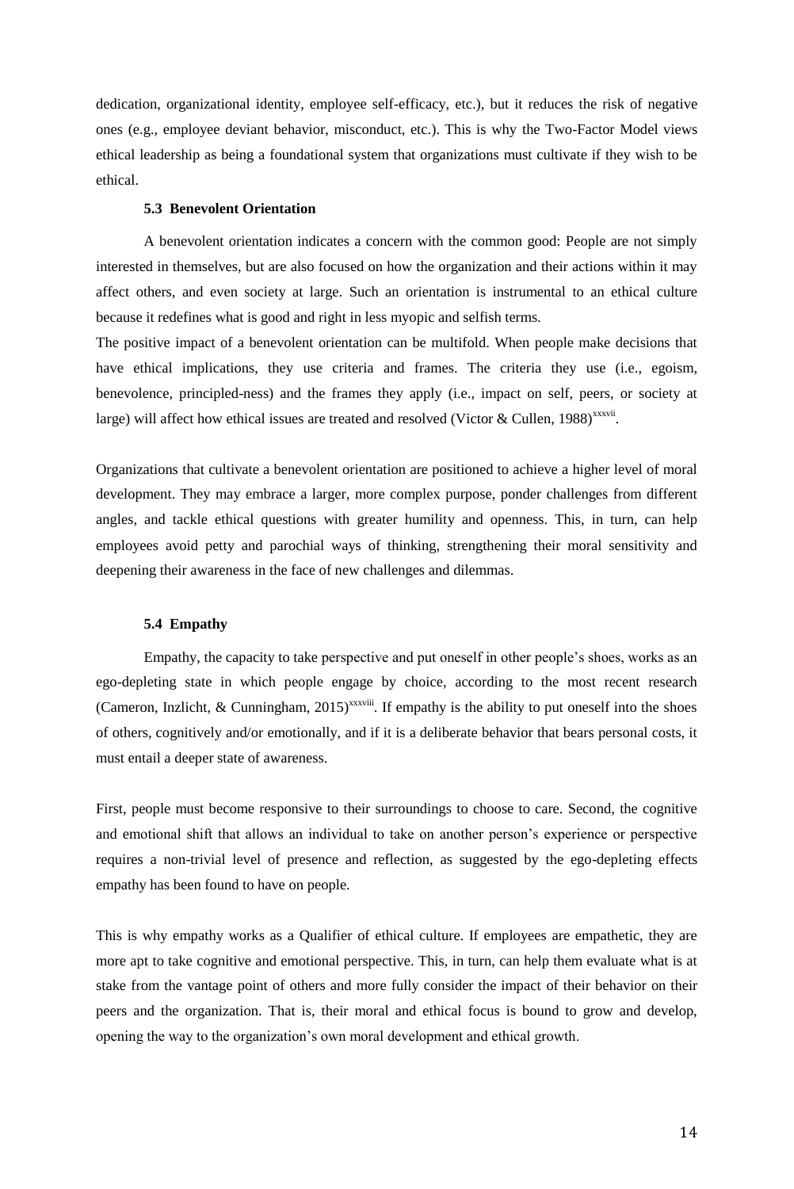dedication, organizational identity, employee self-efficacy, etc.), but it reduces the risk of negative ones (e.g., employee deviant behavior, misconduct, etc.). This is why the Two-Factor Model views ethical leadership as being a foundational system that organizations must cultivate if they wish to be ethical.

### 5.3 Benevolent Orientation

A benevolent orientation indicates a concern with the common good: People are not simply interested in themselves, but are also focused on how the organization and their actions within it may affect others, and even society at large. Such an orientation is instrumental to an ethical culture because it redefines what is good and right in less myopic and selfish terms.

The positive impact of a benevolent orientation can be multifold. When people make decisions that have ethical implications, they use criteria and frames. The criteria they use (i.e., egoism, benevolence, principled-ness) and the frames they apply (i.e., impact on self, peers, or society at large) will affect how ethical issues are treated and resolved (Victor & Cullen, 1988)[xxxvii].

Organizations that cultivate a benevolent orientation are positioned to achieve a higher level of moral development. They may embrace a larger, more complex purpose, ponder challenges from different angles, and tackle ethical questions with greater humility and openness. This, in turn, can help employees avoid petty and parochial ways of thinking, strengthening their moral sensitivity and deepening their awareness in the face of new challenges and dilemmas.

### 5.4 Empathy

Empathy, the capacity to take perspective and put oneself in other people's shoes, works as an ego-depleting state in which people engage by choice, according to the most recent research (Cameron, Inzlicht, & Cunningham, 2015)[xxxviii]. If empathy is the ability to put oneself into the shoes of others, cognitively and/or emotionally, and if it is a deliberate behavior that bears personal costs, it must entail a deeper state of awareness.

First, people must become responsive to their surroundings to choose to care. Second, the cognitive and emotional shift that allows an individual to take on another person's experience or perspective requires a non-trivial level of presence and reflection, as suggested by the ego-depleting effects empathy has been found to have on people.

This is why empathy works as a Qualifier of ethical culture. If employees are empathetic, they are more apt to take cognitive and emotional perspective. This, in turn, can help them evaluate what is at stake from the vantage point of others and more fully consider the impact of their behavior on their peers and the organization. That is, their moral and ethical focus is bound to grow and develop, opening the way to the organization's own moral development and ethical growth.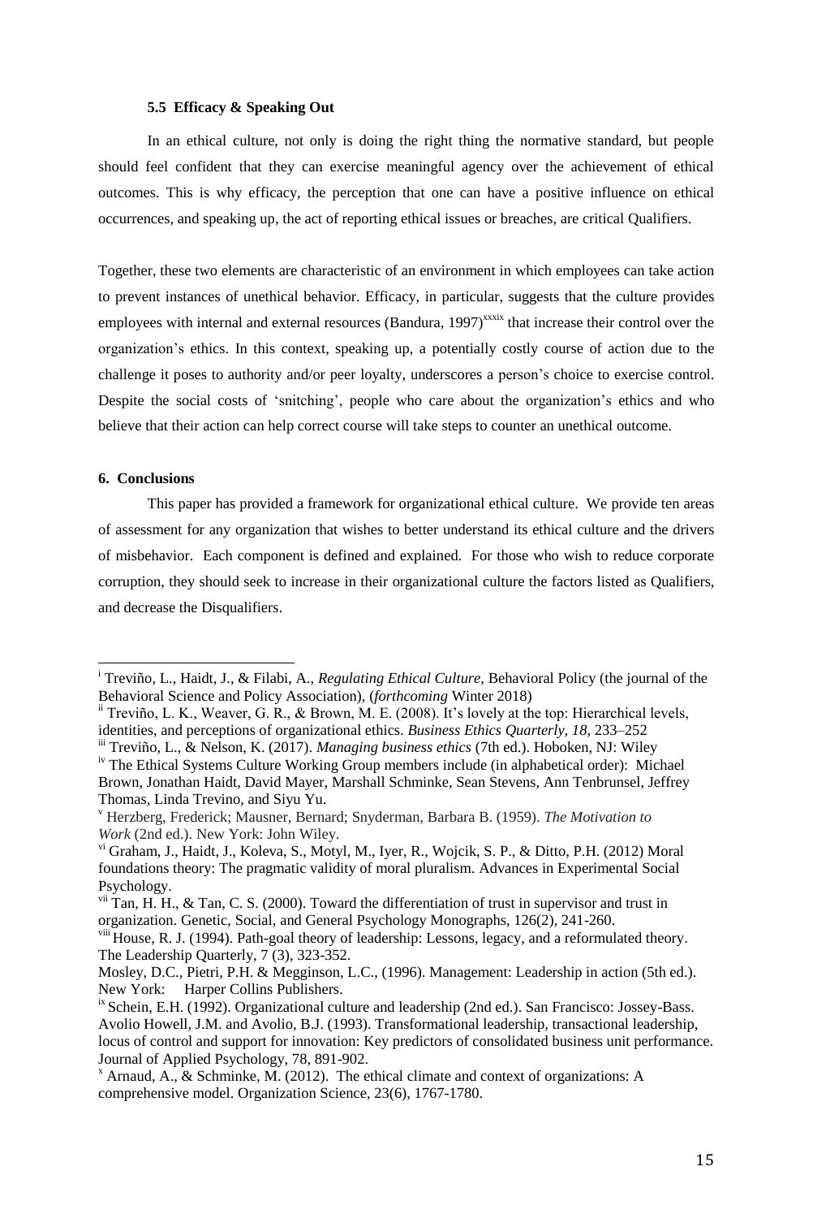### 5.5 Efficacy & Speaking Out

In an ethical culture, not only is doing the right thing the normative standard, but people should feel confident that they can exercise meaningful agency over the achievement of ethical outcomes. This is why efficacy, the perception that one can have a positive influence on ethical occurrences, and speaking up, the act of reporting ethical issues or breaches, are critical Qualifiers.

Together, these two elements are characteristic of an environment in which employees can take action to prevent instances of unethical behavior. Efficacy, in particular, suggests that the culture provides employees with internal and external resources (Bandura, 1997)[xxxix] that increase their control over the organization's ethics. In this context, speaking up, a potentially costly course of action due to the challenge it poses to authority and/or peer loyalty, underscores a person's choice to exercise control. Despite the social costs of 'snitching', people who care about the organization's ethics and who believe that their action can help correct course will take steps to counter an unethical outcome.

## 6. Conclusions

This paper has provided a framework for organizational ethical culture. We provide ten areas of assessment for any organization that wishes to better understand its ethical culture and the drivers of misbehavior. Each component is defined and explained. For those who wish to reduce corporate corruption, they should seek to increase in their organizational culture the factors listed as Qualifiers, and decrease the Disqualifiers.

---

[i] Treviño, L., Haidt, J., & Filabi, A., *Regulating Ethical Culture*, Behavioral Policy (the journal of the Behavioral Science and Policy Association), (*forthcoming* Winter 2018)

[ii] Treviño, L. K., Weaver, G. R., & Brown, M. E. (2008). It's lovely at the top: Hierarchical levels, identities, and perceptions of organizational ethics. *Business Ethics Quarterly*, *18*, 233–252

[iii] Treviño, L., & Nelson, K. (2017). *Managing business ethics* (7th ed.). Hoboken, NJ: Wiley

[iv] The Ethical Systems Culture Working Group members include (in alphabetical order): Michael Brown, Jonathan Haidt, David Mayer, Marshall Schminke, Sean Stevens, Ann Tenbrunsel, Jeffrey Thomas, Linda Trevino, and Siyu Yu.

[v] Herzberg, Frederick; Mausner, Bernard; Snyderman, Barbara B. (1959). *The Motivation to Work* (2nd ed.). New York: John Wiley.

[vi] Graham, J., Haidt, J., Koleva, S., Motyl, M., Iyer, R., Wojcik, S. P., & Ditto, P.H. (2012) Moral foundations theory: The pragmatic validity of moral pluralism. Advances in Experimental Social Psychology.

[vii] Tan, H. H., & Tan, C. S. (2000). Toward the differentiation of trust in supervisor and trust in organization. Genetic, Social, and General Psychology Monographs, 126(2), 241-260.

[viii] House, R. J. (1994). Path-goal theory of leadership: Lessons, legacy, and a reformulated theory. The Leadership Quarterly, 7 (3), 323-352.
Mosley, D.C., Pietri, P.H. & Megginson, L.C., (1996). Management: Leadership in action (5th ed.). New York: Harper Collins Publishers.

[ix] Schein, E.H. (1992). Organizational culture and leadership (2nd ed.). San Francisco: Jossey-Bass.
Avolio Howell, J.M. and Avolio, B.J. (1993). Transformational leadership, transactional leadership, locus of control and support for innovation: Key predictors of consolidated business unit performance. Journal of Applied Psychology, 78, 891-902.

[x] Arnaud, A., & Schminke, M. (2012). The ethical climate and context of organizations: A comprehensive model. Organization Science, 23(6), 1767-1780.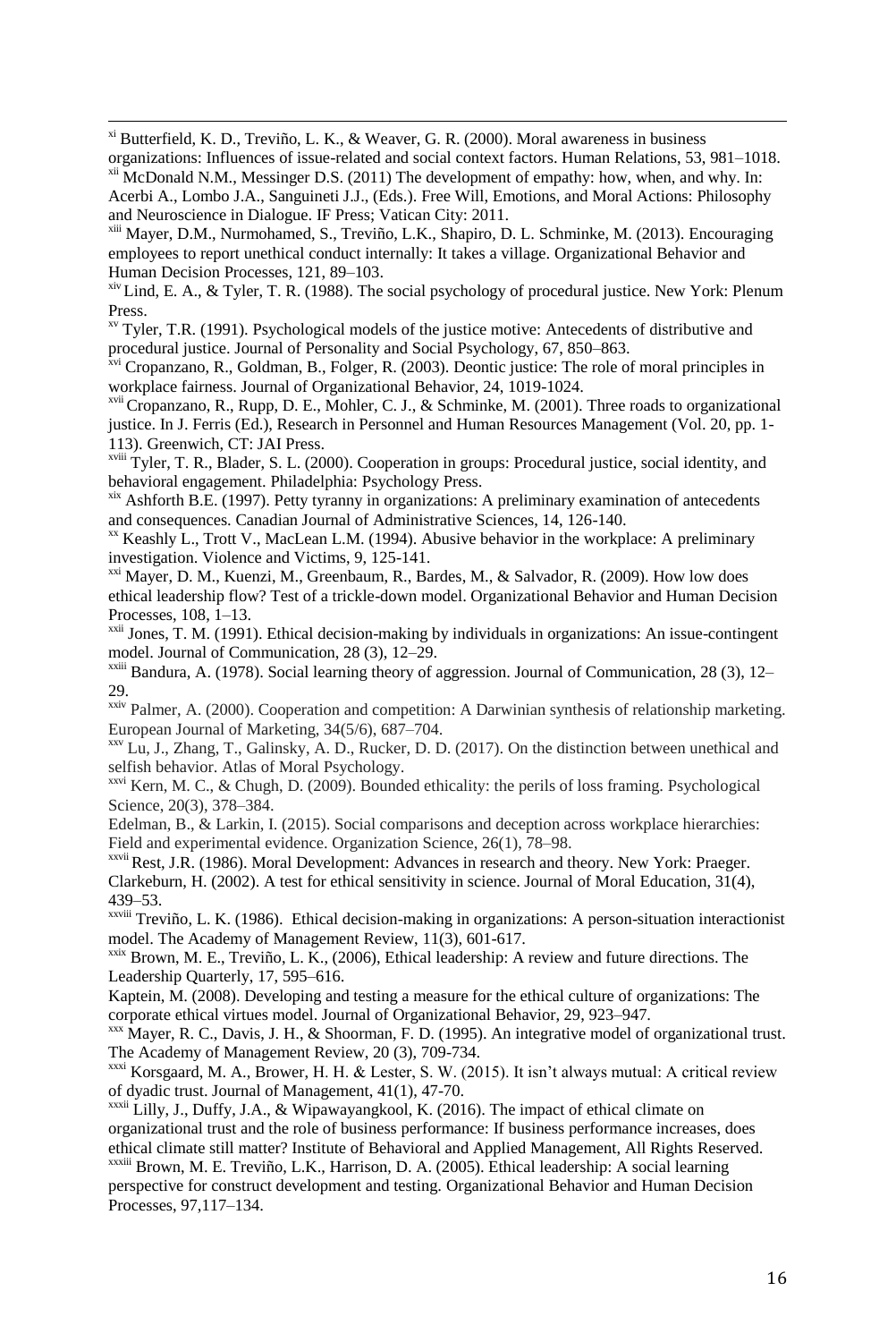[xi] Butterfield, K. D., Treviño, L. K., & Weaver, G. R. (2000). Moral awareness in business organizations: Influences of issue-related and social context factors. Human Relations, 53, 981–1018.

[xii] McDonald N.M., Messinger D.S. (2011) The development of empathy: how, when, and why. In: Acerbi A., Lombo J.A., Sanguineti J.J., (Eds.). Free Will, Emotions, and Moral Actions: Philosophy and Neuroscience in Dialogue. IF Press; Vatican City: 2011.

[xiii] Mayer, D.M., Nurmohamed, S., Treviño, L.K., Shapiro, D. L. Schminke, M. (2013). Encouraging employees to report unethical conduct internally: It takes a village. Organizational Behavior and Human Decision Processes, 121, 89–103.

[xiv] Lind, E. A., & Tyler, T. R. (1988). The social psychology of procedural justice. New York: Plenum Press.

[xv] Tyler, T.R. (1991). Psychological models of the justice motive: Antecedents of distributive and procedural justice. Journal of Personality and Social Psychology, 67, 850–863.

[xvi] Cropanzano, R., Goldman, B., Folger, R. (2003). Deontic justice: The role of moral principles in workplace fairness. Journal of Organizational Behavior, 24, 1019-1024.

[xvii] Cropanzano, R., Rupp, D. E., Mohler, C. J., & Schminke, M. (2001). Three roads to organizational justice. In J. Ferris (Ed.), Research in Personnel and Human Resources Management (Vol. 20, pp. 1-113). Greenwich, CT: JAI Press.

[xviii] Tyler, T. R., Blader, S. L. (2000). Cooperation in groups: Procedural justice, social identity, and behavioral engagement. Philadelphia: Psychology Press.

[xix] Ashforth B.E. (1997). Petty tyranny in organizations: A preliminary examination of antecedents and consequences. Canadian Journal of Administrative Sciences, 14, 126-140.

[xx] Keashly L., Trott V., MacLean L.M. (1994). Abusive behavior in the workplace: A preliminary investigation. Violence and Victims, 9, 125-141.

[xxi] Mayer, D. M., Kuenzi, M., Greenbaum, R., Bardes, M., & Salvador, R. (2009). How low does ethical leadership flow? Test of a trickle-down model. Organizational Behavior and Human Decision Processes, 108, 1–13.

[xxii] Jones, T. M. (1991). Ethical decision-making by individuals in organizations: An issue-contingent model. Journal of Communication, 28 (3), 12–29.

[xxiii] Bandura, A. (1978). Social learning theory of aggression. Journal of Communication, 28 (3), 12–29.

[xxiv] Palmer, A. (2000). Cooperation and competition: A Darwinian synthesis of relationship marketing. European Journal of Marketing, 34(5/6), 687–704.

[xxv] Lu, J., Zhang, T., Galinsky, A. D., Rucker, D. D. (2017). On the distinction between unethical and selfish behavior. Atlas of Moral Psychology.

[xxvi] Kern, M. C., & Chugh, D. (2009). Bounded ethicality: the perils of loss framing. Psychological Science, 20(3), 378–384.

Edelman, B., & Larkin, I. (2015). Social comparisons and deception across workplace hierarchies: Field and experimental evidence. Organization Science, 26(1), 78–98.

[xxvii] Rest, J.R. (1986). Moral Development: Advances in research and theory. New York: Praeger.

Clarkeburn, H. (2002). A test for ethical sensitivity in science. Journal of Moral Education, 31(4), 439–53.

[xxviii] Treviño, L. K. (1986). Ethical decision-making in organizations: A person-situation interactionist model. The Academy of Management Review, 11(3), 601-617.

[xxix] Brown, M. E., Treviño, L. K., (2006), Ethical leadership: A review and future directions. The Leadership Quarterly, 17, 595–616.

Kaptein, M. (2008). Developing and testing a measure for the ethical culture of organizations: The corporate ethical virtues model. Journal of Organizational Behavior, 29, 923–947.

[xxx] Mayer, R. C., Davis, J. H., & Shoorman, F. D. (1995). An integrative model of organizational trust. The Academy of Management Review, 20 (3), 709-734.

[xxxi] Korsgaard, M. A., Brower, H. H. & Lester, S. W. (2015). It isn't always mutual: A critical review of dyadic trust. Journal of Management, 41(1), 47-70.

[xxxii] Lilly, J., Duffy, J.A., & Wipawayangkool, K. (2016). The impact of ethical climate on organizational trust and the role of business performance: If business performance increases, does ethical climate still matter? Institute of Behavioral and Applied Management, All Rights Reserved.

[xxxiii] Brown, M. E. Treviño, L.K., Harrison, D. A. (2005). Ethical leadership: A social learning perspective for construct development and testing. Organizational Behavior and Human Decision Processes, 97,117–134.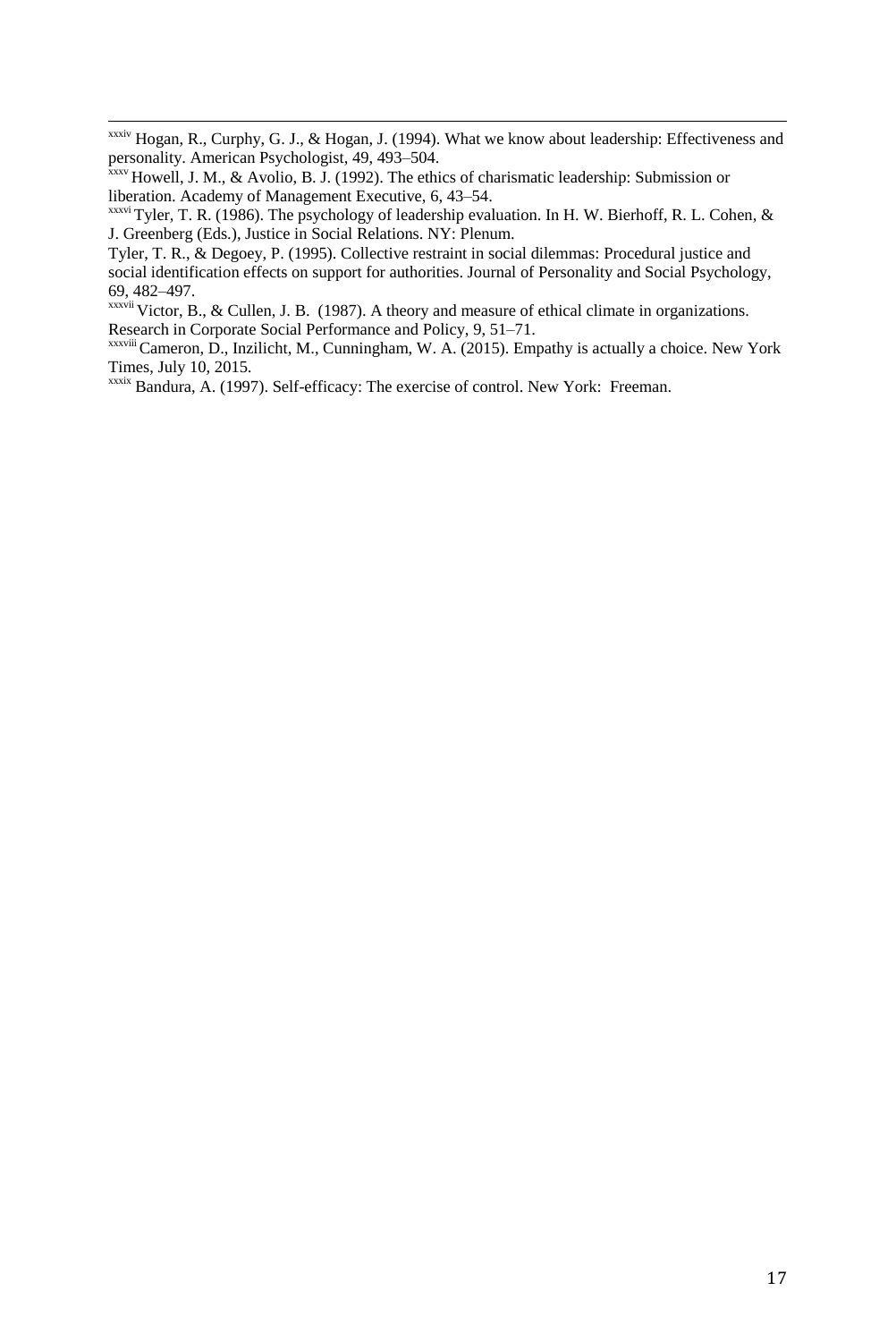[xxxiv] Hogan, R., Curphy, G. J., & Hogan, J. (1994). What we know about leadership: Effectiveness and personality. American Psychologist, 49, 493–504.

[xxxv] Howell, J. M., & Avolio, B. J. (1992). The ethics of charismatic leadership: Submission or liberation. Academy of Management Executive, 6, 43–54.

[xxxvi] Tyler, T. R. (1986). The psychology of leadership evaluation. In H. W. Bierhoff, R. L. Cohen, & J. Greenberg (Eds.), Justice in Social Relations. NY: Plenum.

Tyler, T. R., & Degoey, P. (1995). Collective restraint in social dilemmas: Procedural justice and social identification effects on support for authorities. Journal of Personality and Social Psychology, 69, 482–497.

[xxxvii] Victor, B., & Cullen, J. B. (1987). A theory and measure of ethical climate in organizations. Research in Corporate Social Performance and Policy, 9, 51–71.

[xxxviii] Cameron, D., Inzilicht, M., Cunningham, W. A. (2015). Empathy is actually a choice. New York Times, July 10, 2015.

[xxxix] Bandura, A. (1997). Self-efficacy: The exercise of control. New York: Freeman.